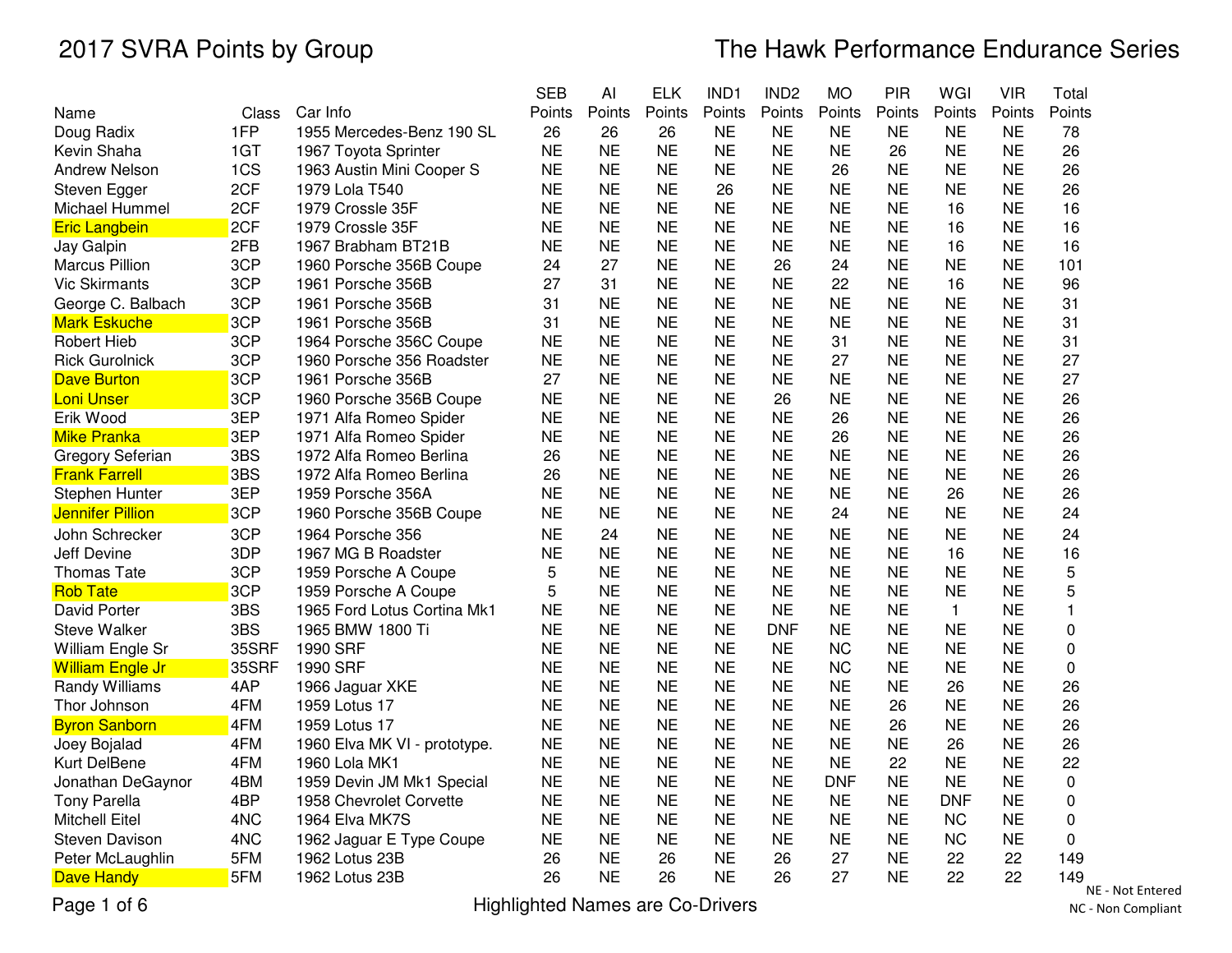# 2017 SVRA Points by Group

# The Hawk Performance Endurance Series

| Name | Class | Car Info | SEB Points | AI Points | ELK Points | IND1 Points | IND2 Points | MO Points | PIR Points | WGI Points | VIR Points | Total Points |
|---|---|---|---|---|---|---|---|---|---|---|---|---|
| Doug Radix | 1FP | 1955 Mercedes-Benz 190 SL | 26 | 26 | 26 | NE | NE | NE | NE | NE | NE | 78 |
| Kevin Shaha | 1GT | 1967 Toyota Sprinter | NE | NE | NE | NE | NE | NE | 26 | NE | NE | 26 |
| Andrew Nelson | 1CS | 1963 Austin Mini Cooper S | NE | NE | NE | NE | NE | 26 | NE | NE | NE | 26 |
| Steven Egger | 2CF | 1979 Lola T540 | NE | NE | NE | 26 | NE | NE | NE | NE | NE | 26 |
| Michael Hummel | 2CF | 1979 Crossle 35F | NE | NE | NE | NE | NE | NE | NE | 16 | NE | 16 |
| Eric Langbein | 2CF | 1979 Crossle 35F | NE | NE | NE | NE | NE | NE | NE | 16 | NE | 16 |
| Jay Galpin | 2FB | 1967 Brabham BT21B | NE | NE | NE | NE | NE | NE | NE | 16 | NE | 16 |
| Marcus Pillion | 3CP | 1960 Porsche 356B Coupe | 24 | 27 | NE | NE | 26 | 24 | NE | NE | NE | 101 |
| Vic Skirmants | 3CP | 1961 Porsche 356B | 27 | 31 | NE | NE | NE | 22 | NE | 16 | NE | 96 |
| George C. Balbach | 3CP | 1961 Porsche 356B | 31 | NE | NE | NE | NE | NE | NE | NE | NE | 31 |
| Mark Eskuche | 3CP | 1961 Porsche 356B | 31 | NE | NE | NE | NE | NE | NE | NE | NE | 31 |
| Robert Hieb | 3CP | 1964 Porsche 356C Coupe | NE | NE | NE | NE | NE | 31 | NE | NE | NE | 31 |
| Rick Gurolnick | 3CP | 1960 Porsche 356 Roadster | NE | NE | NE | NE | NE | 27 | NE | NE | NE | 27 |
| Dave Burton | 3CP | 1961 Porsche 356B | 27 | NE | NE | NE | NE | NE | NE | NE | NE | 27 |
| Loni Unser | 3CP | 1960 Porsche 356B Coupe | NE | NE | NE | NE | 26 | NE | NE | NE | NE | 26 |
| Erik Wood | 3EP | 1971 Alfa Romeo Spider | NE | NE | NE | NE | NE | 26 | NE | NE | NE | 26 |
| Mike Pranka | 3EP | 1971 Alfa Romeo Spider | NE | NE | NE | NE | NE | 26 | NE | NE | NE | 26 |
| Gregory Seferian | 3BS | 1972 Alfa Romeo Berlina | 26 | NE | NE | NE | NE | NE | NE | NE | NE | 26 |
| Frank Farrell | 3BS | 1972 Alfa Romeo Berlina | 26 | NE | NE | NE | NE | NE | NE | NE | NE | 26 |
| Stephen Hunter | 3EP | 1959 Porsche 356A | NE | NE | NE | NE | NE | NE | NE | 26 | NE | 26 |
| Jennifer Pillion | 3CP | 1960 Porsche 356B Coupe | NE | NE | NE | NE | NE | 24 | NE | NE | NE | 24 |
| John Schrecker | 3CP | 1964 Porsche 356 | NE | 24 | NE | NE | NE | NE | NE | NE | NE | 24 |
| Jeff Devine | 3DP | 1967 MG B Roadster | NE | NE | NE | NE | NE | NE | NE | 16 | NE | 16 |
| Thomas Tate | 3CP | 1959 Porsche A Coupe | 5 | NE | NE | NE | NE | NE | NE | NE | NE | 5 |
| Rob Tate | 3CP | 1959 Porsche A Coupe | 5 | NE | NE | NE | NE | NE | NE | NE | NE | 5 |
| David Porter | 3BS | 1965 Ford Lotus Cortina Mk1 | NE | NE | NE | NE | NE | NE | NE | 1 | NE | 1 |
| Steve Walker | 3BS | 1965 BMW 1800 Ti | NE | NE | NE | NE | DNF | NE | NE | NE | NE | 0 |
| William Engle Sr | 35SRF | 1990 SRF | NE | NE | NE | NE | NE | NC | NE | NE | NE | 0 |
| William Engle Jr | 35SRF | 1990 SRF | NE | NE | NE | NE | NE | NC | NE | NE | NE | 0 |
| Randy Williams | 4AP | 1966 Jaguar XKE | NE | NE | NE | NE | NE | NE | NE | 26 | NE | 26 |
| Thor Johnson | 4FM | 1959 Lotus 17 | NE | NE | NE | NE | NE | NE | 26 | NE | NE | 26 |
| Byron Sanborn | 4FM | 1959 Lotus 17 | NE | NE | NE | NE | NE | NE | 26 | NE | NE | 26 |
| Joey Bojalad | 4FM | 1960 Elva MK VI - prototype. | NE | NE | NE | NE | NE | NE | NE | 26 | NE | 26 |
| Kurt DelBene | 4FM | 1960 Lola MK1 | NE | NE | NE | NE | NE | NE | 22 | NE | NE | 22 |
| Jonathan DeGaynor | 4BM | 1959 Devin JM Mk1 Special | NE | NE | NE | NE | NE | DNF | NE | NE | NE | 0 |
| Tony Parella | 4BP | 1958 Chevrolet Corvette | NE | NE | NE | NE | NE | NE | NE | DNF | NE | 0 |
| Mitchell Eitel | 4NC | 1964 Elva MK7S | NE | NE | NE | NE | NE | NE | NE | NC | NE | 0 |
| Steven Davison | 4NC | 1962 Jaguar E Type Coupe | NE | NE | NE | NE | NE | NE | NE | NC | NE | 0 |
| Peter McLaughlin | 5FM | 1962 Lotus 23B | 26 | NE | 26 | NE | 26 | 27 | NE | 22 | 22 | 149 |
| Dave Handy | 5FM | 1962 Lotus 23B | 26 | NE | 26 | NE | 26 | 27 | NE | 22 | 22 | 149 |

Highlighted Names are Co-Drivers

NE - Not Entered

NC - Non Compliant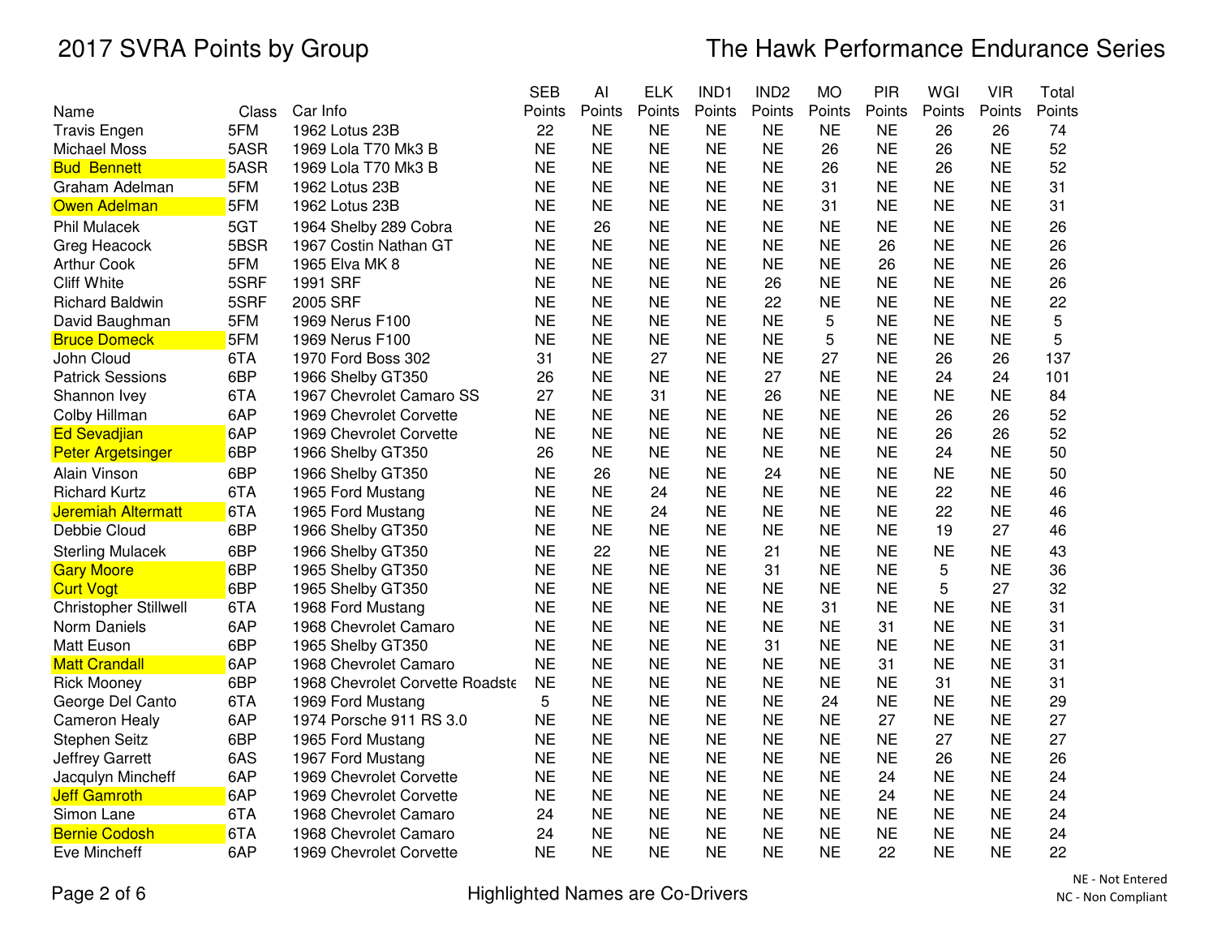# 2017 SVRA Points by Group

## The Hawk Performance Endurance Series

| Name | Class | Car Info | SEB Points | AI Points | ELK Points | IND1 Points | IND2 Points | MO Points | PIR Points | WGI Points | VIR Points | Total Points |
|---|---|---|---|---|---|---|---|---|---|---|---|---|
| Travis Engen | 5FM | 1962 Lotus 23B | 22 | NE | NE | NE | NE | NE | NE | 26 | 26 | 74 |
| Michael Moss | 5ASR | 1969 Lola T70 Mk3 B | NE | NE | NE | NE | NE | 26 | NE | 26 | NE | 52 |
| Bud Bennett | 5ASR | 1969 Lola T70 Mk3 B | NE | NE | NE | NE | NE | 26 | NE | 26 | NE | 52 |
| Graham Adelman | 5FM | 1962 Lotus 23B | NE | NE | NE | NE | NE | 31 | NE | NE | NE | 31 |
| Owen Adelman | 5FM | 1962 Lotus 23B | NE | NE | NE | NE | NE | 31 | NE | NE | NE | 31 |
| Phil Mulacek | 5GT | 1964 Shelby 289 Cobra | NE | 26 | NE | NE | NE | NE | NE | NE | NE | 26 |
| Greg Heacock | 5BSR | 1967 Costin Nathan GT | NE | NE | NE | NE | NE | NE | 26 | NE | NE | 26 |
| Arthur Cook | 5FM | 1965 Elva MK 8 | NE | NE | NE | NE | NE | NE | 26 | NE | NE | 26 |
| Cliff White | 5SRF | 1991 SRF | NE | NE | NE | NE | 26 | NE | NE | NE | NE | 26 |
| Richard Baldwin | 5SRF | 2005 SRF | NE | NE | NE | NE | 22 | NE | NE | NE | NE | 22 |
| David Baughman | 5FM | 1969 Nerus F100 | NE | NE | NE | NE | NE | 5 | NE | NE | NE | 5 |
| Bruce Domeck | 5FM | 1969 Nerus F100 | NE | NE | NE | NE | NE | 5 | NE | NE | NE | 5 |
| John Cloud | 6TA | 1970 Ford Boss 302 | 31 | NE | 27 | NE | NE | 27 | NE | 26 | 26 | 137 |
| Patrick Sessions | 6BP | 1966 Shelby GT350 | 26 | NE | NE | NE | 27 | NE | NE | 24 | 24 | 101 |
| Shannon Ivey | 6TA | 1967 Chevrolet Camaro SS | 27 | NE | 31 | NE | 26 | NE | NE | NE | NE | 84 |
| Colby Hillman | 6AP | 1969 Chevrolet Corvette | NE | NE | NE | NE | NE | NE | NE | 26 | 26 | 52 |
| Ed Sevadjian | 6AP | 1969 Chevrolet Corvette | NE | NE | NE | NE | NE | NE | NE | 26 | 26 | 52 |
| Peter Argetsinger | 6BP | 1966 Shelby GT350 | 26 | NE | NE | NE | NE | NE | NE | 24 | NE | 50 |
| Alain Vinson | 6BP | 1966 Shelby GT350 | NE | 26 | NE | NE | 24 | NE | NE | NE | NE | 50 |
| Richard Kurtz | 6TA | 1965 Ford Mustang | NE | NE | 24 | NE | NE | NE | NE | 22 | NE | 46 |
| Jeremiah Altermatt | 6TA | 1965 Ford Mustang | NE | NE | 24 | NE | NE | NE | NE | 22 | NE | 46 |
| Debbie Cloud | 6BP | 1966 Shelby GT350 | NE | NE | NE | NE | NE | NE | NE | 19 | 27 | 46 |
| Sterling Mulacek | 6BP | 1966 Shelby GT350 | NE | 22 | NE | NE | 21 | NE | NE | NE | NE | 43 |
| Gary Moore | 6BP | 1965 Shelby GT350 | NE | NE | NE | NE | 31 | NE | NE | 5 | NE | 36 |
| Curt Vogt | 6BP | 1965 Shelby GT350 | NE | NE | NE | NE | NE | NE | NE | 5 | 27 | 32 |
| Christopher Stillwell | 6TA | 1968 Ford Mustang | NE | NE | NE | NE | NE | 31 | NE | NE | NE | 31 |
| Norm Daniels | 6AP | 1968 Chevrolet Camaro | NE | NE | NE | NE | NE | NE | 31 | NE | NE | 31 |
| Matt Euson | 6BP | 1965 Shelby GT350 | NE | NE | NE | NE | 31 | NE | NE | NE | NE | 31 |
| Matt Crandall | 6AP | 1968 Chevrolet Camaro | NE | NE | NE | NE | NE | NE | 31 | NE | NE | 31 |
| Rick Mooney | 6BP | 1968 Chevrolet Corvette Roadste | NE | NE | NE | NE | NE | NE | NE | 31 | NE | 31 |
| George Del Canto | 6TA | 1969 Ford Mustang | 5 | NE | NE | NE | NE | 24 | NE | NE | NE | 29 |
| Cameron Healy | 6AP | 1974 Porsche 911 RS 3.0 | NE | NE | NE | NE | NE | NE | 27 | NE | NE | 27 |
| Stephen Seitz | 6BP | 1965 Ford Mustang | NE | NE | NE | NE | NE | NE | NE | 27 | NE | 27 |
| Jeffrey Garrett | 6AS | 1967 Ford Mustang | NE | NE | NE | NE | NE | NE | NE | 26 | NE | 26 |
| Jacqulyn Mincheff | 6AP | 1969 Chevrolet Corvette | NE | NE | NE | NE | NE | NE | 24 | NE | NE | 24 |
| Jeff Gamroth | 6AP | 1969 Chevrolet Corvette | NE | NE | NE | NE | NE | NE | 24 | NE | NE | 24 |
| Simon Lane | 6TA | 1968 Chevrolet Camaro | 24 | NE | NE | NE | NE | NE | NE | NE | NE | 24 |
| Bernie Codosh | 6TA | 1968 Chevrolet Camaro | 24 | NE | NE | NE | NE | NE | NE | NE | NE | 24 |
| Eve Mincheff | 6AP | 1969 Chevrolet Corvette | NE | NE | NE | NE | NE | NE | 22 | NE | NE | 22 |

Highlighted Names are Co-Drivers

NE - Not Entered
NC - Non Compliant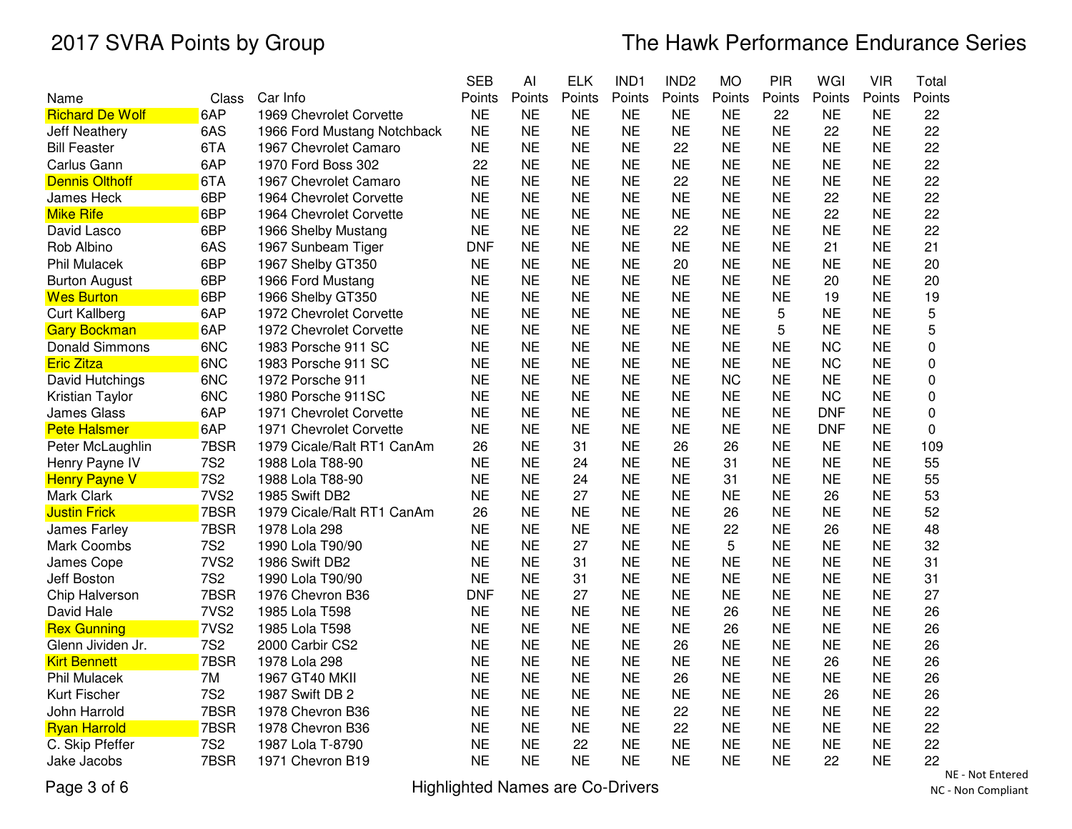# 2017 SVRA Points by Group

# The Hawk Performance Endurance Series

| Name | Class | Car Info | SEB Points | AI Points | ELK Points | IND1 Points | IND2 Points | MO Points | PIR Points | WGI Points | VIR Points | Total Points |
|---|---|---|---|---|---|---|---|---|---|---|---|---|
| Richard De Wolf | 6AP | 1969 Chevrolet Corvette | NE | NE | NE | NE | NE | NE | 22 | NE | NE | 22 |
| Jeff Neathery | 6AS | 1966 Ford Mustang Notchback | NE | NE | NE | NE | NE | NE | NE | 22 | NE | 22 |
| Bill Feaster | 6TA | 1967 Chevrolet Camaro | NE | NE | NE | NE | 22 | NE | NE | NE | NE | 22 |
| Carlus Gann | 6AP | 1970 Ford Boss 302 | 22 | NE | NE | NE | NE | NE | NE | NE | NE | 22 |
| Dennis Olthoff | 6TA | 1967 Chevrolet Camaro | NE | NE | NE | NE | 22 | NE | NE | NE | NE | 22 |
| James Heck | 6BP | 1964 Chevrolet Corvette | NE | NE | NE | NE | NE | NE | NE | 22 | NE | 22 |
| Mike Rife | 6BP | 1964 Chevrolet Corvette | NE | NE | NE | NE | NE | NE | NE | 22 | NE | 22 |
| David Lasco | 6BP | 1966 Shelby Mustang | NE | NE | NE | NE | 22 | NE | NE | NE | NE | 22 |
| Rob Albino | 6AS | 1967 Sunbeam Tiger | DNF | NE | NE | NE | NE | NE | NE | 21 | NE | 21 |
| Phil Mulacek | 6BP | 1967 Shelby GT350 | NE | NE | NE | NE | 20 | NE | NE | NE | NE | 20 |
| Burton August | 6BP | 1966 Ford Mustang | NE | NE | NE | NE | NE | NE | NE | 20 | NE | 20 |
| Wes Burton | 6BP | 1966 Shelby GT350 | NE | NE | NE | NE | NE | NE | NE | 19 | NE | 19 |
| Curt Kallberg | 6AP | 1972 Chevrolet Corvette | NE | NE | NE | NE | NE | NE | 5 | NE | NE | 5 |
| Gary Bockman | 6AP | 1972 Chevrolet Corvette | NE | NE | NE | NE | NE | NE | 5 | NE | NE | 5 |
| Donald Simmons | 6NC | 1983 Porsche 911 SC | NE | NE | NE | NE | NE | NE | NE | NC | NE | 0 |
| Eric Zitza | 6NC | 1983 Porsche 911 SC | NE | NE | NE | NE | NE | NE | NE | NC | NE | 0 |
| David Hutchings | 6NC | 1972 Porsche 911 | NE | NE | NE | NE | NE | NC | NE | NE | NE | 0 |
| Kristian Taylor | 6NC | 1980 Porsche 911SC | NE | NE | NE | NE | NE | NE | NE | NC | NE | 0 |
| James Glass | 6AP | 1971 Chevrolet Corvette | NE | NE | NE | NE | NE | NE | NE | DNF | NE | 0 |
| Pete Halsmer | 6AP | 1971 Chevrolet Corvette | NE | NE | NE | NE | NE | NE | NE | DNF | NE | 0 |
| Peter McLaughlin | 7BSR | 1979 Cicale/Ralt RT1 CanAm | 26 | NE | 31 | NE | 26 | 26 | NE | NE | NE | 109 |
| Henry Payne IV | 7S2 | 1988 Lola T88-90 | NE | NE | 24 | NE | NE | 31 | NE | NE | NE | 55 |
| Henry Payne V | 7S2 | 1988 Lola T88-90 | NE | NE | 24 | NE | NE | 31 | NE | NE | NE | 55 |
| Mark Clark | 7VS2 | 1985 Swift DB2 | NE | NE | 27 | NE | NE | NE | NE | 26 | NE | 53 |
| Justin Frick | 7BSR | 1979 Cicale/Ralt RT1 CanAm | 26 | NE | NE | NE | NE | 26 | NE | NE | NE | 52 |
| James Farley | 7BSR | 1978 Lola 298 | NE | NE | NE | NE | NE | 22 | NE | 26 | NE | 48 |
| Mark Coombs | 7S2 | 1990 Lola T90/90 | NE | NE | 27 | NE | NE | 5 | NE | NE | NE | 32 |
| James Cope | 7VS2 | 1986 Swift DB2 | NE | NE | 31 | NE | NE | NE | NE | NE | NE | 31 |
| Jeff Boston | 7S2 | 1990 Lola T90/90 | NE | NE | 31 | NE | NE | NE | NE | NE | NE | 31 |
| Chip Halverson | 7BSR | 1976 Chevron B36 | DNF | NE | 27 | NE | NE | NE | NE | NE | NE | 27 |
| David Hale | 7VS2 | 1985 Lola T598 | NE | NE | NE | NE | NE | 26 | NE | NE | NE | 26 |
| Rex Gunning | 7VS2 | 1985 Lola T598 | NE | NE | NE | NE | NE | 26 | NE | NE | NE | 26 |
| Glenn Jividen Jr. | 7S2 | 2000 Carbir CS2 | NE | NE | NE | NE | 26 | NE | NE | NE | NE | 26 |
| Kirt Bennett | 7BSR | 1978 Lola 298 | NE | NE | NE | NE | NE | NE | NE | 26 | NE | 26 |
| Phil Mulacek | 7M | 1967 GT40 MKII | NE | NE | NE | NE | 26 | NE | NE | NE | NE | 26 |
| Kurt Fischer | 7S2 | 1987 Swift DB 2 | NE | NE | NE | NE | NE | NE | NE | 26 | NE | 26 |
| John Harrold | 7BSR | 1978 Chevron B36 | NE | NE | NE | NE | 22 | NE | NE | NE | NE | 22 |
| Ryan Harrold | 7BSR | 1978 Chevron B36 | NE | NE | NE | NE | 22 | NE | NE | NE | NE | 22 |
| C. Skip Pfeffer | 7S2 | 1987 Lola T-8790 | NE | NE | 22 | NE | NE | NE | NE | NE | NE | 22 |
| Jake Jacobs | 7BSR | 1971 Chevron B19 | NE | NE | NE | NE | NE | NE | NE | 22 | NE | 22 |

Highlighted Names are Co-Drivers

NE - Not Entered
NC - Non Compliant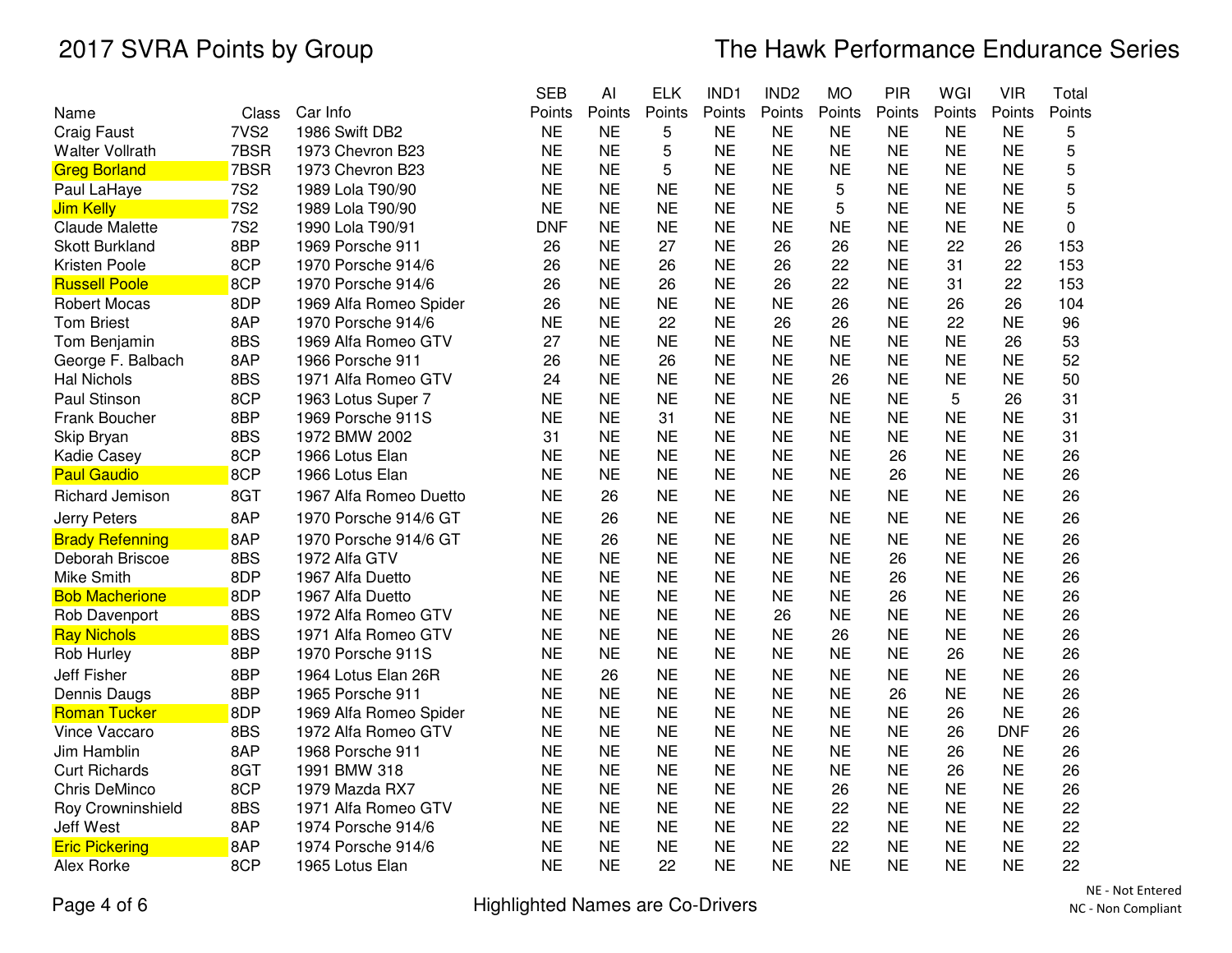# 2017 SVRA Points by Group

# The Hawk Performance Endurance Series

| Name | Class | Car Info | SEB Points | AI Points | ELK Points | IND1 Points | IND2 Points | MO Points | PIR Points | WGI Points | VIR Points | Total Points |
|---|---|---|---|---|---|---|---|---|---|---|---|---|
| Craig Faust | 7VS2 | 1986 Swift DB2 | NE | NE | 5 | NE | NE | NE | NE | NE | NE | 5 |
| Walter Vollrath | 7BSR | 1973 Chevron B23 | NE | NE | 5 | NE | NE | NE | NE | NE | NE | 5 |
| Greg Borland | 7BSR | 1973 Chevron B23 | NE | NE | 5 | NE | NE | NE | NE | NE | NE | 5 |
| Paul LaHaye | 7S2 | 1989 Lola T90/90 | NE | NE | NE | NE | NE | 5 | NE | NE | NE | 5 |
| Jim Kelly | 7S2 | 1989 Lola T90/90 | NE | NE | NE | NE | NE | 5 | NE | NE | NE | 5 |
| Claude Malette | 7S2 | 1990 Lola T90/91 | DNF | NE | NE | NE | NE | NE | NE | NE | NE | 0 |
| Skott Burkland | 8BP | 1969 Porsche 911 | 26 | NE | 27 | NE | 26 | 26 | NE | 22 | 26 | 153 |
| Kristen Poole | 8CP | 1970 Porsche 914/6 | 26 | NE | 26 | NE | 26 | 22 | NE | 31 | 22 | 153 |
| Russell Poole | 8CP | 1970 Porsche 914/6 | 26 | NE | 26 | NE | 26 | 22 | NE | 31 | 22 | 153 |
| Robert Mocas | 8DP | 1969 Alfa Romeo Spider | 26 | NE | NE | NE | NE | 26 | NE | 26 | 26 | 104 |
| Tom Briest | 8AP | 1970 Porsche 914/6 | NE | NE | 22 | NE | 26 | 26 | NE | 22 | NE | 96 |
| Tom Benjamin | 8BS | 1969 Alfa Romeo GTV | 27 | NE | NE | NE | NE | NE | NE | NE | 26 | 53 |
| George F. Balbach | 8AP | 1966 Porsche 911 | 26 | NE | 26 | NE | NE | NE | NE | NE | NE | 52 |
| Hal Nichols | 8BS | 1971 Alfa Romeo GTV | 24 | NE | NE | NE | NE | 26 | NE | NE | NE | 50 |
| Paul Stinson | 8CP | 1963 Lotus Super 7 | NE | NE | NE | NE | NE | NE | NE | 5 | 26 | 31 |
| Frank Boucher | 8BP | 1969 Porsche 911S | NE | NE | 31 | NE | NE | NE | NE | NE | NE | 31 |
| Skip Bryan | 8BS | 1972 BMW 2002 | 31 | NE | NE | NE | NE | NE | NE | NE | NE | 31 |
| Kadie Casey | 8CP | 1966 Lotus Elan | NE | NE | NE | NE | NE | NE | 26 | NE | NE | 26 |
| Paul Gaudio | 8CP | 1966 Lotus Elan | NE | NE | NE | NE | NE | NE | 26 | NE | NE | 26 |
| Richard Jemison | 8GT | 1967 Alfa Romeo Duetto | NE | 26 | NE | NE | NE | NE | NE | NE | NE | 26 |
| Jerry Peters | 8AP | 1970 Porsche 914/6 GT | NE | 26 | NE | NE | NE | NE | NE | NE | NE | 26 |
| Brady Refenning | 8AP | 1970 Porsche 914/6 GT | NE | 26 | NE | NE | NE | NE | NE | NE | NE | 26 |
| Deborah Briscoe | 8BS | 1972 Alfa GTV | NE | NE | NE | NE | NE | NE | 26 | NE | NE | 26 |
| Mike Smith | 8DP | 1967 Alfa Duetto | NE | NE | NE | NE | NE | NE | 26 | NE | NE | 26 |
| Bob Macherione | 8DP | 1967 Alfa Duetto | NE | NE | NE | NE | NE | NE | 26 | NE | NE | 26 |
| Rob Davenport | 8BS | 1972 Alfa Romeo GTV | NE | NE | NE | NE | 26 | NE | NE | NE | NE | 26 |
| Ray Nichols | 8BS | 1971 Alfa Romeo GTV | NE | NE | NE | NE | NE | 26 | NE | NE | NE | 26 |
| Rob Hurley | 8BP | 1970 Porsche 911S | NE | NE | NE | NE | NE | NE | NE | 26 | NE | 26 |
| Jeff Fisher | 8BP | 1964 Lotus Elan 26R | NE | 26 | NE | NE | NE | NE | NE | NE | NE | 26 |
| Dennis Daugs | 8BP | 1965 Porsche 911 | NE | NE | NE | NE | NE | NE | 26 | NE | NE | 26 |
| Roman Tucker | 8DP | 1969 Alfa Romeo Spider | NE | NE | NE | NE | NE | NE | NE | 26 | NE | 26 |
| Vince Vaccaro | 8BS | 1972 Alfa Romeo GTV | NE | NE | NE | NE | NE | NE | NE | 26 | DNF | 26 |
| Jim Hamblin | 8AP | 1968 Porsche 911 | NE | NE | NE | NE | NE | NE | NE | 26 | NE | 26 |
| Curt Richards | 8GT | 1991 BMW 318 | NE | NE | NE | NE | NE | NE | NE | 26 | NE | 26 |
| Chris DeMinco | 8CP | 1979 Mazda RX7 | NE | NE | NE | NE | NE | 26 | NE | NE | NE | 26 |
| Roy Crowninshield | 8BS | 1971 Alfa Romeo GTV | NE | NE | NE | NE | NE | 22 | NE | NE | NE | 22 |
| Jeff West | 8AP | 1974 Porsche 914/6 | NE | NE | NE | NE | NE | 22 | NE | NE | NE | 22 |
| Eric Pickering | 8AP | 1974 Porsche 914/6 | NE | NE | NE | NE | NE | 22 | NE | NE | NE | 22 |
| Alex Rorke | 8CP | 1965 Lotus Elan | NE | NE | 22 | NE | NE | NE | NE | NE | NE | 22 |

Highlighted Names are Co-Drivers

NE - Not Entered
NC - Non Compliant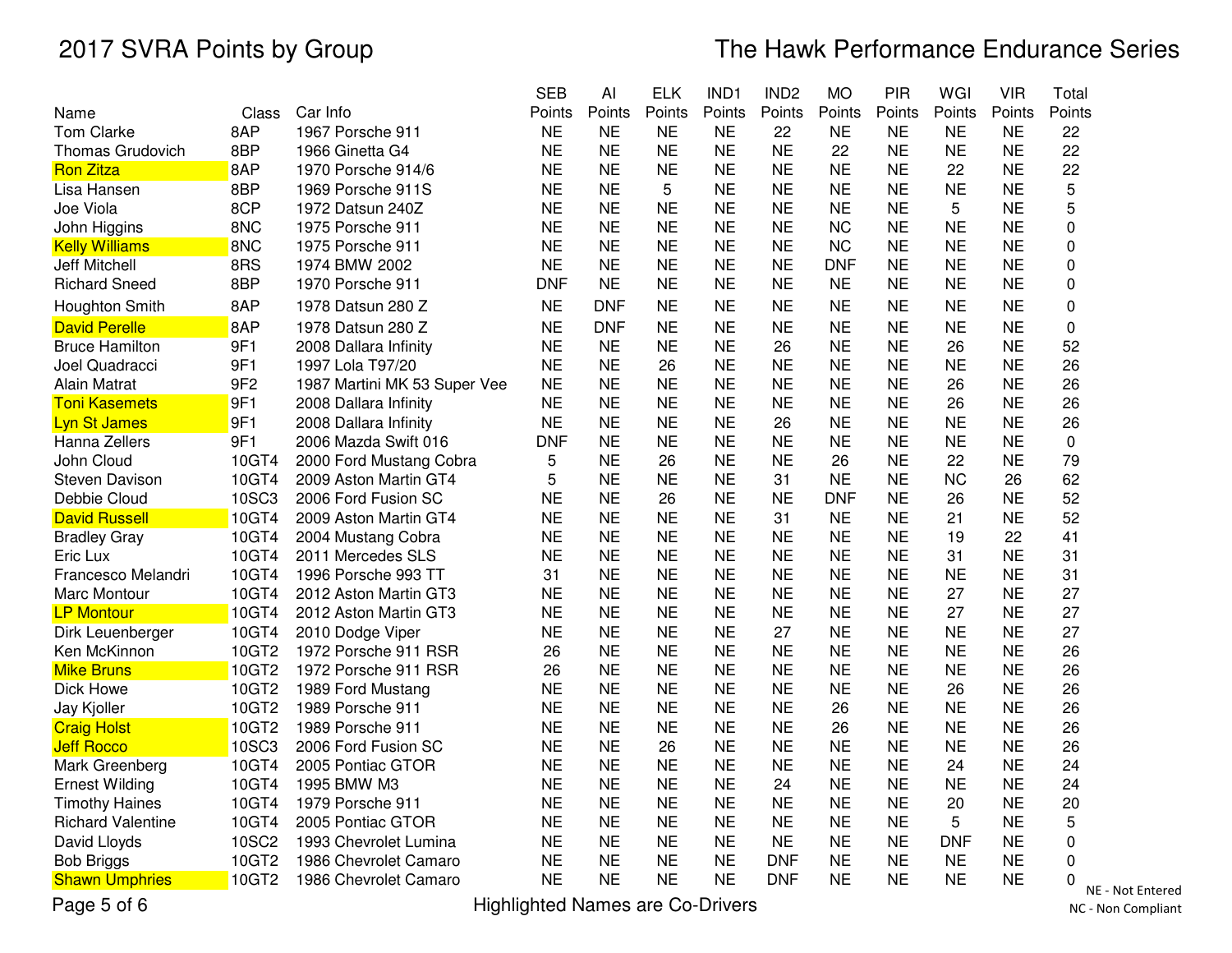# 2017 SVRA Points by Group

## The Hawk Performance Endurance Series

| Name | Class | Car Info | SEB Points | AI Points | ELK Points | IND1 Points | IND2 Points | MO Points | PIR Points | WGI Points | VIR Points | Total Points |
|---|---|---|---|---|---|---|---|---|---|---|---|---|
| Tom Clarke | 8AP | 1967 Porsche 911 | NE | NE | NE | NE | 22 | NE | NE | NE | NE | 22 |
| Thomas Grudovich | 8BP | 1966 Ginetta G4 | NE | NE | NE | NE | NE | 22 | NE | NE | NE | 22 |
| Ron Zitza | 8AP | 1970 Porsche 914/6 | NE | NE | NE | NE | NE | NE | NE | 22 | NE | 22 |
| Lisa Hansen | 8BP | 1969 Porsche 911S | NE | NE | 5 | NE | NE | NE | NE | NE | NE | 5 |
| Joe Viola | 8CP | 1972 Datsun 240Z | NE | NE | NE | NE | NE | NE | NE | 5 | NE | 5 |
| John Higgins | 8NC | 1975 Porsche 911 | NE | NE | NE | NE | NE | NC | NE | NE | NE | 0 |
| Kelly Williams | 8NC | 1975 Porsche 911 | NE | NE | NE | NE | NE | NC | NE | NE | NE | 0 |
| Jeff Mitchell | 8RS | 1974 BMW 2002 | NE | NE | NE | NE | NE | DNF | NE | NE | NE | 0 |
| Richard Sneed | 8BP | 1970 Porsche 911 | DNF | NE | NE | NE | NE | NE | NE | NE | NE | 0 |
| Houghton Smith | 8AP | 1978 Datsun 280 Z | NE | DNF | NE | NE | NE | NE | NE | NE | NE | 0 |
| David Perelle | 8AP | 1978 Datsun 280 Z | NE | DNF | NE | NE | NE | NE | NE | NE | NE | 0 |
| Bruce Hamilton | 9F1 | 2008 Dallara Infinity | NE | NE | NE | NE | 26 | NE | NE | 26 | NE | 52 |
| Joel Quadracci | 9F1 | 1997 Lola T97/20 | NE | NE | 26 | NE | NE | NE | NE | NE | NE | 26 |
| Alain Matrat | 9F2 | 1987 Martini MK 53 Super Vee | NE | NE | NE | NE | NE | NE | NE | 26 | NE | 26 |
| Toni Kasemets | 9F1 | 2008 Dallara Infinity | NE | NE | NE | NE | NE | NE | NE | 26 | NE | 26 |
| Lyn St James | 9F1 | 2008 Dallara Infinity | NE | NE | NE | NE | 26 | NE | NE | NE | NE | 26 |
| Hanna Zellers | 9F1 | 2006 Mazda Swift 016 | DNF | NE | NE | NE | NE | NE | NE | NE | NE | 0 |
| John Cloud | 10GT4 | 2000 Ford Mustang Cobra | 5 | NE | 26 | NE | NE | 26 | NE | 22 | NE | 79 |
| Steven Davison | 10GT4 | 2009 Aston Martin GT4 | 5 | NE | NE | NE | 31 | NE | NE | NC | 26 | 62 |
| Debbie Cloud | 10SC3 | 2006 Ford Fusion SC | NE | NE | 26 | NE | NE | DNF | NE | 26 | NE | 52 |
| David Russell | 10GT4 | 2009 Aston Martin GT4 | NE | NE | NE | NE | 31 | NE | NE | 21 | NE | 52 |
| Bradley Gray | 10GT4 | 2004 Mustang Cobra | NE | NE | NE | NE | NE | NE | NE | 19 | 22 | 41 |
| Eric Lux | 10GT4 | 2011 Mercedes SLS | NE | NE | NE | NE | NE | NE | NE | 31 | NE | 31 |
| Francesco Melandri | 10GT4 | 1996 Porsche 993 TT | 31 | NE | NE | NE | NE | NE | NE | NE | NE | 31 |
| Marc Montour | 10GT4 | 2012 Aston Martin GT3 | NE | NE | NE | NE | NE | NE | NE | 27 | NE | 27 |
| LP Montour | 10GT4 | 2012 Aston Martin GT3 | NE | NE | NE | NE | NE | NE | NE | 27 | NE | 27 |
| Dirk Leuenberger | 10GT4 | 2010 Dodge Viper | NE | NE | NE | NE | 27 | NE | NE | NE | NE | 27 |
| Ken McKinnon | 10GT2 | 1972 Porsche 911 RSR | 26 | NE | NE | NE | NE | NE | NE | NE | NE | 26 |
| Mike Bruns | 10GT2 | 1972 Porsche 911 RSR | 26 | NE | NE | NE | NE | NE | NE | NE | NE | 26 |
| Dick Howe | 10GT2 | 1989 Ford Mustang | NE | NE | NE | NE | NE | NE | NE | 26 | NE | 26 |
| Jay Kjoller | 10GT2 | 1989 Porsche 911 | NE | NE | NE | NE | NE | 26 | NE | NE | NE | 26 |
| Craig Holst | 10GT2 | 1989 Porsche 911 | NE | NE | NE | NE | NE | 26 | NE | NE | NE | 26 |
| Jeff Rocco | 10SC3 | 2006 Ford Fusion SC | NE | NE | 26 | NE | NE | NE | NE | NE | NE | 26 |
| Mark Greenberg | 10GT4 | 2005 Pontiac GTOR | NE | NE | NE | NE | NE | NE | NE | 24 | NE | 24 |
| Ernest Wilding | 10GT4 | 1995 BMW M3 | NE | NE | NE | NE | 24 | NE | NE | NE | NE | 24 |
| Timothy Haines | 10GT4 | 1979 Porsche 911 | NE | NE | NE | NE | NE | NE | NE | 20 | NE | 20 |
| Richard Valentine | 10GT4 | 2005 Pontiac GTOR | NE | NE | NE | NE | NE | NE | NE | 5 | NE | 5 |
| David Lloyds | 10SC2 | 1993 Chevrolet Lumina | NE | NE | NE | NE | NE | NE | NE | DNF | NE | 0 |
| Bob Briggs | 10GT2 | 1986 Chevrolet Camaro | NE | NE | NE | NE | DNF | NE | NE | NE | NE | 0 |
| Shawn Umphries | 10GT2 | 1986 Chevrolet Camaro | NE | NE | NE | NE | DNF | NE | NE | NE | NE | 0 |

Highlighted Names are Co-Drivers

NE - Not Entered
NC - Non Compliant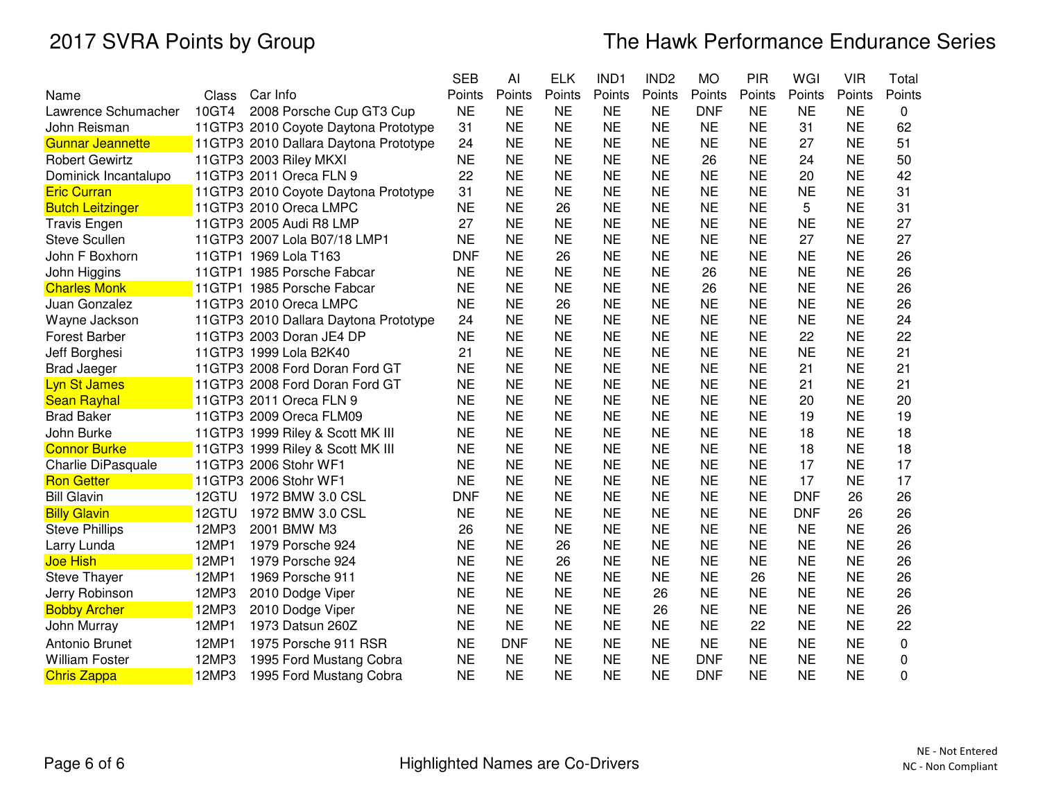# 2017 SVRA Points by Group

## The Hawk Performance Endurance Series

| Name | Class | Car Info | SEB Points | AI Points | ELK Points | IND1 Points | IND2 Points | MO Points | PIR Points | WGI Points | VIR Points | Total Points |
|---|---|---|---|---|---|---|---|---|---|---|---|---|
| Lawrence Schumacher | 10GT4 | 2008 Porsche Cup GT3 Cup | NE | NE | NE | NE | NE | DNF | NE | NE | NE | 0 |
| John Reisman | 11GTP3 | 2010 Coyote Daytona Prototype | 31 | NE | NE | NE | NE | NE | NE | 31 | NE | 62 |
| Gunnar Jeannette | 11GTP3 | 2010 Dallara Daytona Prototype | 24 | NE | NE | NE | NE | NE | NE | 27 | NE | 51 |
| Robert Gewirtz | 11GTP3 | 2003 Riley MKXI | NE | NE | NE | NE | NE | 26 | NE | 24 | NE | 50 |
| Dominick Incantalupo | 11GTP3 | 2011 Oreca FLN 9 | 22 | NE | NE | NE | NE | NE | NE | 20 | NE | 42 |
| Eric Curran | 11GTP3 | 2010 Coyote Daytona Prototype | 31 | NE | NE | NE | NE | NE | NE | NE | NE | 31 |
| Butch Leitzinger | 11GTP3 | 2010 Oreca LMPC | NE | NE | 26 | NE | NE | NE | NE | 5 | NE | 31 |
| Travis Engen | 11GTP3 | 2005 Audi R8 LMP | 27 | NE | NE | NE | NE | NE | NE | NE | NE | 27 |
| Steve Scullen | 11GTP3 | 2007 Lola B07/18 LMP1 | NE | NE | NE | NE | NE | NE | NE | 27 | NE | 27 |
| John F Boxhorn | 11GTP1 | 1969 Lola T163 | DNF | NE | 26 | NE | NE | NE | NE | NE | NE | 26 |
| John Higgins | 11GTP1 | 1985 Porsche Fabcar | NE | NE | NE | NE | NE | 26 | NE | NE | NE | 26 |
| Charles Monk | 11GTP1 | 1985 Porsche Fabcar | NE | NE | NE | NE | NE | 26 | NE | NE | NE | 26 |
| Juan Gonzalez | 11GTP3 | 2010 Oreca LMPC | NE | NE | 26 | NE | NE | NE | NE | NE | NE | 26 |
| Wayne Jackson | 11GTP3 | 2010 Dallara Daytona Prototype | 24 | NE | NE | NE | NE | NE | NE | NE | NE | 24 |
| Forest Barber | 11GTP3 | 2003 Doran JE4 DP | NE | NE | NE | NE | NE | NE | NE | 22 | NE | 22 |
| Jeff Borghesi | 11GTP3 | 1999 Lola B2K40 | 21 | NE | NE | NE | NE | NE | NE | NE | NE | 21 |
| Brad Jaeger | 11GTP3 | 2008 Ford Doran Ford GT | NE | NE | NE | NE | NE | NE | NE | 21 | NE | 21 |
| Lyn St James | 11GTP3 | 2008 Ford Doran Ford GT | NE | NE | NE | NE | NE | NE | NE | 21 | NE | 21 |
| Sean Rayhal | 11GTP3 | 2011 Oreca FLN 9 | NE | NE | NE | NE | NE | NE | NE | 20 | NE | 20 |
| Brad Baker | 11GTP3 | 2009 Oreca FLM09 | NE | NE | NE | NE | NE | NE | NE | 19 | NE | 19 |
| John Burke | 11GTP3 | 1999 Riley & Scott MK III | NE | NE | NE | NE | NE | NE | NE | 18 | NE | 18 |
| Connor Burke | 11GTP3 | 1999 Riley & Scott MK III | NE | NE | NE | NE | NE | NE | NE | 18 | NE | 18 |
| Charlie DiPasquale | 11GTP3 | 2006 Stohr WF1 | NE | NE | NE | NE | NE | NE | NE | 17 | NE | 17 |
| Ron Getter | 11GTP3 | 2006 Stohr WF1 | NE | NE | NE | NE | NE | NE | NE | 17 | NE | 17 |
| Bill Glavin | 12GTU | 1972 BMW 3.0 CSL | DNF | NE | NE | NE | NE | NE | NE | DNF | 26 | 26 |
| Billy Glavin | 12GTU | 1972 BMW 3.0 CSL | NE | NE | NE | NE | NE | NE | NE | DNF | 26 | 26 |
| Steve Phillips | 12MP3 | 2001 BMW M3 | 26 | NE | NE | NE | NE | NE | NE | NE | NE | 26 |
| Larry Lunda | 12MP1 | 1979 Porsche 924 | NE | NE | 26 | NE | NE | NE | NE | NE | NE | 26 |
| Joe Hish | 12MP1 | 1979 Porsche 924 | NE | NE | 26 | NE | NE | NE | NE | NE | NE | 26 |
| Steve Thayer | 12MP1 | 1969 Porsche 911 | NE | NE | NE | NE | NE | NE | 26 | NE | NE | 26 |
| Jerry Robinson | 12MP3 | 2010 Dodge Viper | NE | NE | NE | NE | 26 | NE | NE | NE | NE | 26 |
| Bobby Archer | 12MP3 | 2010 Dodge Viper | NE | NE | NE | NE | 26 | NE | NE | NE | NE | 26 |
| John Murray | 12MP1 | 1973 Datsun 260Z | NE | NE | NE | NE | NE | NE | 22 | NE | NE | 22 |
| Antonio Brunet | 12MP1 | 1975 Porsche 911 RSR | NE | DNF | NE | NE | NE | NE | NE | NE | NE | 0 |
| William Foster | 12MP3 | 1995 Ford Mustang Cobra | NE | NE | NE | NE | NE | DNF | NE | NE | NE | 0 |
| Chris Zappa | 12MP3 | 1995 Ford Mustang Cobra | NE | NE | NE | NE | NE | DNF | NE | NE | NE | 0 |

Highlighted Names are Co-Drivers

NE - Not Entered
NC - Non Compliant